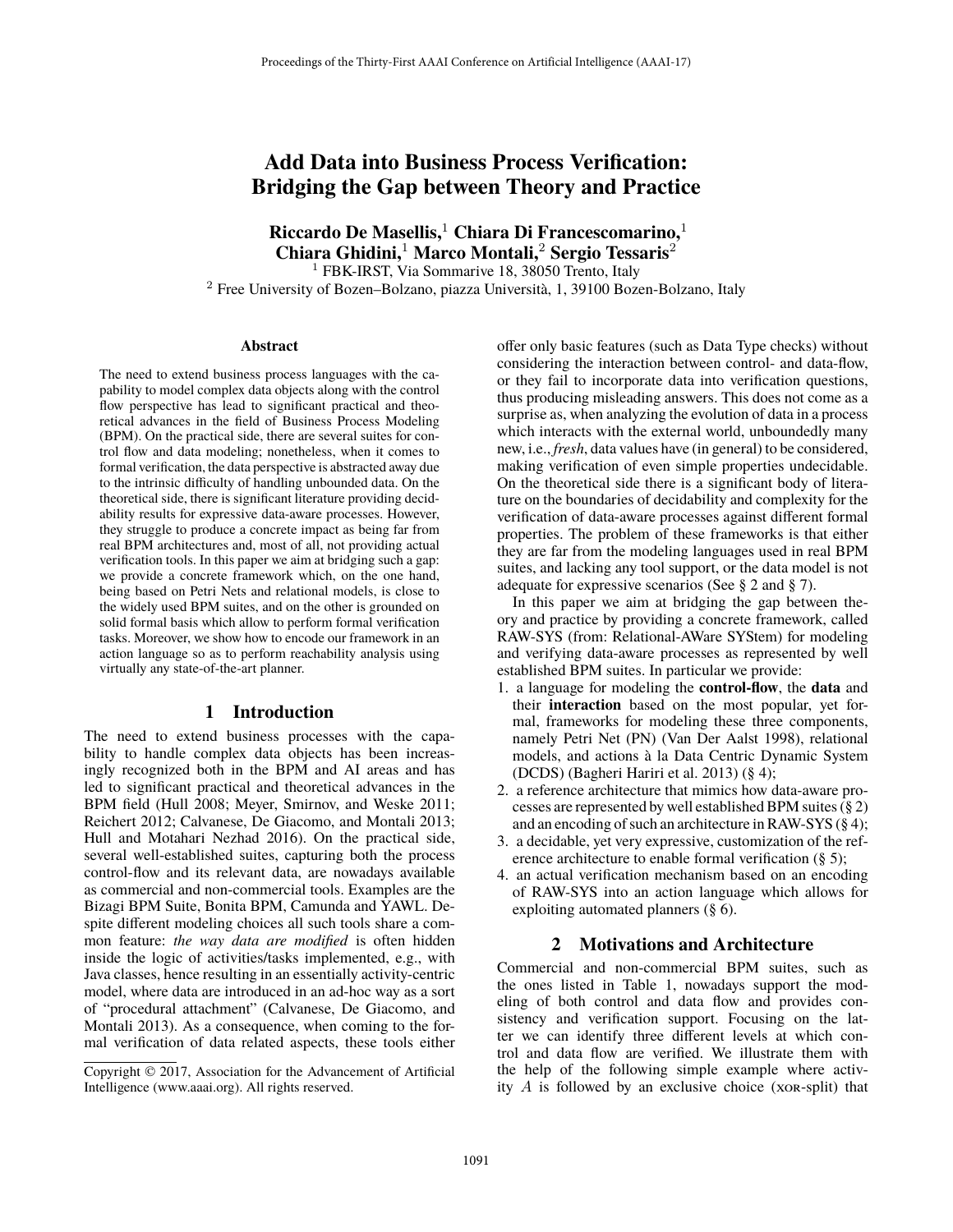# Add Data into Business Process Verification: Bridging the Gap between Theory and Practice

**Riccardo De Masellis,[1] Chiara Di Francescomarino,[1] Chiara Ghidini,[1] Marco Montali,[2] Sergio Tessaris[2]**

[1] FBK-IRST, Via Sommarive 18, 38050 Trento, Italy
[2] Free University of Bozen–Bolzano, piazza Università, 1, 39100 Bozen-Bolzano, Italy

### Abstract

The need to extend business process languages with the capability to model complex data objects along with the control flow perspective has lead to significant practical and theoretical advances in the field of Business Process Modeling (BPM). On the practical side, there are several suites for control flow and data modeling; nonetheless, when it comes to formal verification, the data perspective is abstracted away due to the intrinsic difficulty of handling unbounded data. On the theoretical side, there is significant literature providing decidability results for expressive data-aware processes. However, they struggle to produce a concrete impact as being far from real BPM architectures and, most of all, not providing actual verification tools. In this paper we aim at bridging such a gap: we provide a concrete framework which, on the one hand, being based on Petri Nets and relational models, is close to the widely used BPM suites, and on the other is grounded on solid formal basis which allow to perform formal verification tasks. Moreover, we show how to encode our framework in an action language so as to perform reachability analysis using virtually any state-of-the-art planner.

## 1 Introduction

The need to extend business processes with the capability to handle complex data objects has been increasingly recognized both in the BPM and AI areas and has led to significant practical and theoretical advances in the BPM field (Hull 2008; Meyer, Smirnov, and Weske 2011; Reichert 2012; Calvanese, De Giacomo, and Montali 2013; Hull and Motahari Nezhad 2016). On the practical side, several well-established suites, capturing both the process control-flow and its relevant data, are nowadays available as commercial and non-commercial tools. Examples are the Bizagi BPM Suite, Bonita BPM, Camunda and YAWL. Despite different modeling choices all such tools share a common feature: *the way data are modified* is often hidden inside the logic of activities/tasks implemented, e.g., with Java classes, hence resulting in an essentially activity-centric model, where data are introduced in an ad-hoc way as a sort of "procedural attachment" (Calvanese, De Giacomo, and Montali 2013). As a consequence, when coming to the formal verification of data related aspects, these tools either offer only basic features (such as Data Type checks) without considering the interaction between control- and data-flow, or they fail to incorporate data into verification questions, thus producing misleading answers. This does not come as a surprise as, when analyzing the evolution of data in a process which interacts with the external world, unboundedly many new, i.e., *fresh*, data values have (in general) to be considered, making verification of even simple properties undecidable. On the theoretical side there is a significant body of literature on the boundaries of decidability and complexity for the verification of data-aware processes against different formal properties. The problem of these frameworks is that either they are far from the modeling languages used in real BPM suites, and lacking any tool support, or the data model is not adequate for expressive scenarios (See § 2 and § 7).

In this paper we aim at bridging the gap between theory and practice by providing a concrete framework, called RAW-SYS (from: Relational-AWare SYStem) for modeling and verifying data-aware processes as represented by well established BPM suites. In particular we provide:

1. a language for modeling the **control-flow**, the **data** and their **interaction** based on the most popular, yet formal, frameworks for modeling these three components, namely Petri Net (PN) (Van Der Aalst 1998), relational models, and actions à la Data Centric Dynamic System (DCDS) (Bagheri Hariri et al. 2013) (§ 4);
2. a reference architecture that mimics how data-aware processes are represented by well established BPM suites (§ 2) and an encoding of such an architecture in RAW-SYS (§ 4);
3. a decidable, yet very expressive, customization of the reference architecture to enable formal verification (§ 5);
4. an actual verification mechanism based on an encoding of RAW-SYS into an action language which allows for exploiting automated planners (§ 6).

## 2 Motivations and Architecture

Commercial and non-commercial BPM suites, such as the ones listed in Table 1, nowadays support the modeling of both control and data flow and provides consistency and verification support. Focusing on the latter we can identify three different levels at which control and data flow are verified. We illustrate them with the help of the following simple example where activity $A$ is followed by an exclusive choice (XOR-split) that

Copyright © 2017, Association for the Advancement of Artificial Intelligence (www.aaai.org). All rights reserved.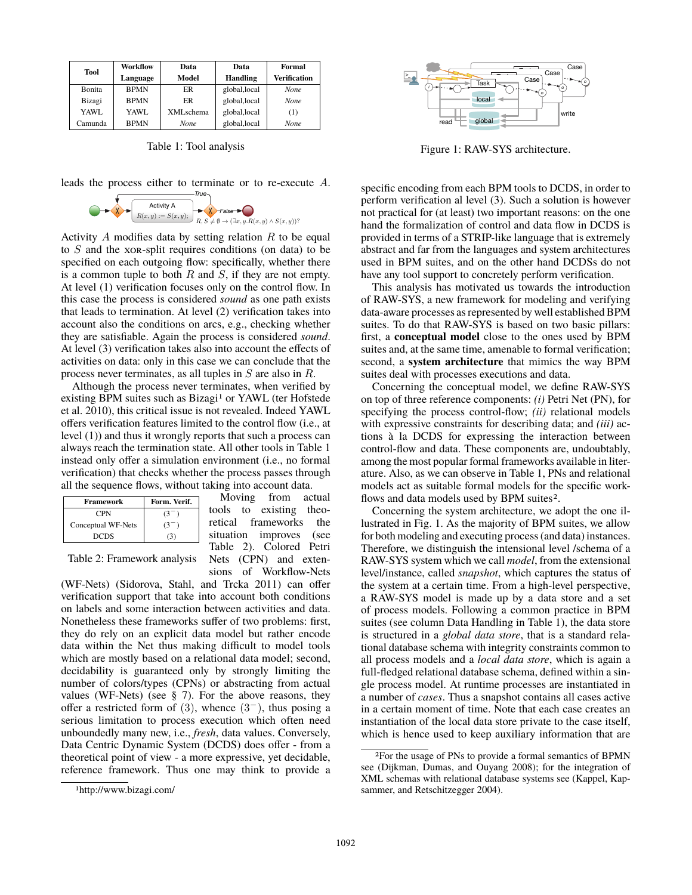| Tool | Workflow Language | Data Model | Data Handling | Formal Verification |
|---|---|---|---|---|
| Bonita | BPMN | ER | global,local | *None* |
| Bizagi | BPMN | ER | global,local | *None* |
| YAWL | YAWL | XMLschema | global,local | (1) |
| Camunda | BPMN | *None* | global,local | *None* |

Table 1: Tool analysis

leads the process either to terminate or to re-execute $A$.

Activity $A$ modifies data by setting relation $R$ to be equal to $S$ and the XOR-split requires conditions (on data) to be specified on each outgoing flow: specifically, whether there is a common tuple to both $R$ and $S$, if they are not empty. At level (1) verification focuses only on the control flow. In this case the process is considered *sound* as one path exists that leads to termination. At level (2) verification takes into account also the conditions on arcs, e.g., checking whether they are satisfiable. Again the process is considered *sound*. At level (3) verification takes also into account the effects of activities on data: only in this case we can conclude that the process never terminates, as all tuples in $S$ are also in $R$.

Although the process never terminates, when verified by existing BPM suites such as Bizagi[1] or YAWL (ter Hofstede et al. 2010), this critical issue is not revealed. Indeed YAWL offers verification features limited to the control flow (i.e., at level (1)) and thus it wrongly reports that such a process can always reach the termination state. All other tools in Table 1 instead only offer a simulation environment (i.e., no formal verification) that checks whether the process passes through all the sequence flows, without taking into account data.

| Framework | Form. Verif. |
|---|---|
| CPN | $(3^-)$ |
| Conceptual WF-Nets | $(3^-)$ |
| DCDS | (3) |

Table 2: Framework analysis

Moving from actual tools to existing theoretical frameworks the situation improves (see Table 2). Colored Petri Nets (CPN) and extensions of Workflow-Nets (WF-Nets) (Sidorova, Stahl, and Trcka 2011) can offer verification support that take into account both conditions on labels and some interaction between activities and data. Nonetheless these frameworks suffer of two problems: first, they do rely on an explicit data model but rather encode data within the Net thus making difficult to model tools which are mostly based on a relational data model; second, decidability is guaranteed only by strongly limiting the number of colors/types (CPNs) or abstracting from actual values (WF-Nets) (see § 7). For the above reasons, they offer a restricted form of (3), whence $(3^-)$, thus posing a serious limitation to process execution which often need unboundedly many new, i.e., *fresh*, data values. Conversely, Data Centric Dynamic System (DCDS) does offer - from a theoretical point of view - a more expressive, yet decidable, reference framework. Thus one may think to provide a specific encoding from each BPM tools to DCDS, in order to perform verification al level (3). Such a solution is however not practical for (at least) two important reasons: on the one hand the formalization of control and data flow in DCDS is provided in terms of a STRIP-like language that is extremely abstract and far from the languages and system architectures used in BPM suites, and on the other hand DCDSs do not have any tool support to concretely perform verification.

[1] http://www.bizagi.com/

Figure 1: RAW-SYS architecture.

This analysis has motivated us towards the introduction of RAW-SYS, a new framework for modeling and verifying data-aware processes as represented by well established BPM suites. To do that RAW-SYS is based on two basic pillars: first, a **conceptual model** close to the ones used by BPM suites and, at the same time, amenable to formal verification; second, a **system architecture** that mimics the way BPM suites deal with processes executions and data.

Concerning the conceptual model, we define RAW-SYS on top of three reference components: *(i)* Petri Net (PN), for specifying the process control-flow; *(ii)* relational models with expressive constraints for describing data; and *(iii)* actions à la DCDS for expressing the interaction between control-flow and data. These components are, undoubtably, among the most popular formal frameworks available in literature. Also, as we can observe in Table 1, PNs and relational models act as suitable formal models for the specific workflows and data models used by BPM suites[2].

Concerning the system architecture, we adopt the one illustrated in Fig. 1. As the majority of BPM suites, we allow for both modeling and executing process (and data) instances. Therefore, we distinguish the intensional level /schema of a RAW-SYS system which we call *model*, from the extensional level/instance, called *snapshot*, which captures the status of the system at a certain time. From a high-level perspective, a RAW-SYS model is made up by a data store and a set of process models. Following a common practice in BPM suites (see column Data Handling in Table 1), the data store is structured in a *global data store*, that is a standard relational database schema with integrity constraints common to all process models and a *local data store*, which is again a full-fledged relational database schema, defined within a single process model. At runtime processes are instantiated in a number of *cases*. Thus a snapshot contains all cases active in a certain moment of time. Note that each case creates an instantiation of the local data store private to the case itself, which is hence used to keep auxiliary information that are

[2] For the usage of PNs to provide a formal semantics of BPMN see (Dijkman, Dumas, and Ouyang 2008); for the integration of XML schemas with relational database systems see (Kappel, Kapsammer, and Retschitzegger 2004).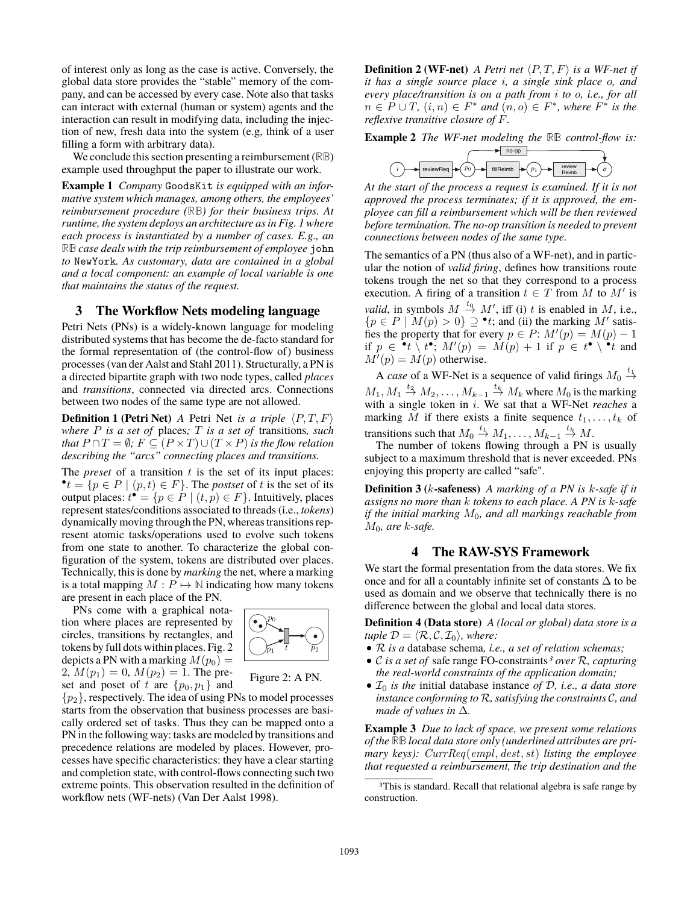of interest only as long as the case is active. Conversely, the global data store provides the "stable" memory of the company, and can be accessed by every case. Note also that tasks can interact with external (human or system) agents and the interaction can result in modifying data, including the injection of new, fresh data into the system (e.g, think of a user filling a form with arbitrary data).

We conclude this section presenting a reimbursement ($\mathbb{RB}$) example used throughput the paper to illustrate our work.

**Example 1** *Company* GoodsKit *is equipped with an informative system which manages, among others, the employees' reimbursement procedure ($\mathbb{RB}$) for their business trips. At runtime, the system deploys an architecture as in Fig. 1 where each process is instantiated by a number of cases. E.g., an $\mathbb{RB}$ case deals with the trip reimbursement of employee* john *to* NewYork*. As customary, data are contained in a global and a local component: an example of local variable is one that maintains the status of the request.*

## 3 The Workflow Nets modeling language

Petri Nets (PNs) is a widely-known language for modeling distributed systems that has become the de-facto standard for the formal representation of (the control-flow of) business processes (van der Aalst and Stahl 2011). Structurally, a PN is a directed bipartite graph with two node types, called *places* and *transitions*, connected via directed arcs. Connections between two nodes of the same type are not allowed.

**Definition 1 (Petri Net)** *A* Petri Net *is a triple $\langle P, T, F\rangle$ where $P$ is a set of* places*; $T$ is a set of* transitions*, such that $P \cap T = \emptyset$; $F \subseteq (P \times T) \cup (T \times P)$ is the flow relation describing the "arcs" connecting places and transitions.*

The *preset* of a transition $t$ is the set of its input places: ${}^\bullet t = \{p \in P \mid (p, t) \in F\}$. The *postset* of $t$ is the set of its output places: $t^\bullet = \{p \in P \mid (t, p) \in F\}$. Intuitively, places represent states/conditions associated to threads (i.e., *tokens*) dynamically moving through the PN, whereas transitions represent atomic tasks/operations used to evolve such tokens from one state to another. To characterize the global configuration of the system, tokens are distributed over places. Technically, this is done by *marking* the net, where a marking is a total mapping $M : P \mapsto \mathbb{N}$ indicating how many tokens are present in each place of the PN.

PNs come with a graphical notation where places are represented by circles, transitions by rectangles, and tokens by full dots within places. Fig. 2 depicts a PN with a marking $M(p_0) = 2$, $M(p_1) = 0$, $M(p_2) = 1$. The preset and poset of $t$ are $\{p_0, p_1\}$ and $\{p_2\}$, respectively. The idea of using PNs to model processes starts from the observation that business processes are basically ordered set of tasks. Thus they can be mapped onto a PN in the following way: tasks are modeled by transitions and precedence relations are modeled by places. However, processes have specific characteristics: they have a clear starting and completion state, with control-flows connecting such two extreme points. This observation resulted in the definition of workflow nets (WF-nets) (Van Der Aalst 1998).

Figure 2: A PN.

**Definition 2 (WF-net)** *A Petri net $\langle P, T, F\rangle$ is a WF-net if it has a single source place $i$, a single sink place $o$, and every place/transition is on a path from $i$ to $o$, i.e., for all $n \in P \cup T$, $(i, n) \in F^*$ and $(n, o) \in F^*$, where $F^*$ is the reflexive transitive closure of $F$.*

**Example 2** *The WF-net modeling the $\mathbb{RB}$ control-flow is:*

*At the start of the process a request is examined. If it is not approved the process terminates; if it is approved, the employee can fill a reimbursement which will be then reviewed before termination. The no-op transition is needed to prevent connections between nodes of the same type.*

The semantics of a PN (thus also of a WF-net), and in particular the notion of *valid firing*, defines how transitions route tokens trough the net so that they correspond to a process execution. A firing of a transition $t \in T$ from $M$ to $M'$ is *valid*, in symbols $M \xrightarrow{t} M'$, iff (i) $t$ is enabled in $M$, i.e., $\{p \in P \mid M(p) > 0\} \supseteq {}^\bullet t$; and (ii) the marking $M'$ satisfies the property that for every $p \in P$: $M'(p) = M(p) - 1$ if $p \in {}^\bullet t \setminus t^\bullet$; $M'(p) = M(p) + 1$ if $p \in t^\bullet \setminus {}^\bullet t$ and $M'(p) = M(p)$ otherwise.

A *case* of a WF-Net is a sequence of valid firings $M_0 \xrightarrow{t_1} M_1, M_1 \xrightarrow{t_2} M_2, \ldots, M_{k-1} \xrightarrow{t_k} M_k$ where $M_0$ is the marking with a single token in $i$. We sat that a WF-Net *reaches* a marking $M$ if there exists a finite sequence $t_1, \ldots, t_k$ of transitions such that $M_0 \xrightarrow{t_1} M_1, \ldots, M_{k-1} \xrightarrow{t_k} M$.

The number of tokens flowing through a PN is usually subject to a maximum threshold that is never exceeded. PNs enjoying this property are called "safe".

**Definition 3 ($k$-safeness)** *A marking of a PN is $k$-safe if it assigns no more than $k$ tokens to each place. A PN is $k$-safe if the initial marking $M_0$, and all markings reachable from $M_0$, are $k$-safe.*

## 4 The RAW-SYS Framework

We start the formal presentation from the data stores. We fix once and for all a countably infinite set of constants $\Delta$ to be used as domain and we observe that technically there is no difference between the global and local data stores.

**Definition 4 (Data store)** *A (local or global) data store is a tuple $\mathcal{D} = \langle \mathcal{R}, \mathcal{C}, \mathcal{I}_0\rangle$, where:*

- *$\mathcal{R}$ is a* database schema*, i.e., a set of relation schemas;*
- *$\mathcal{C}$ is a set of* safe range FO-constraints[3] *over $\mathcal{R}$, capturing the real-world constraints of the application domain;*
- *$\mathcal{I}_0$ is the* initial database instance *of $\mathcal{D}$, i.e., a data store instance conforming to $\mathcal{R}$, satisfying the constraints $\mathcal{C}$, and made of values in $\Delta$.*

**Example 3** *Due to lack of space, we present some relations of the $\mathbb{RB}$ local data store only (underlined attributes are primary keys): $CurrReq(\underline{empl}, dest, st)$ listing the employee that requested a reimbursement, the trip destination and the*

[3] This is standard. Recall that relational algebra is safe range by construction.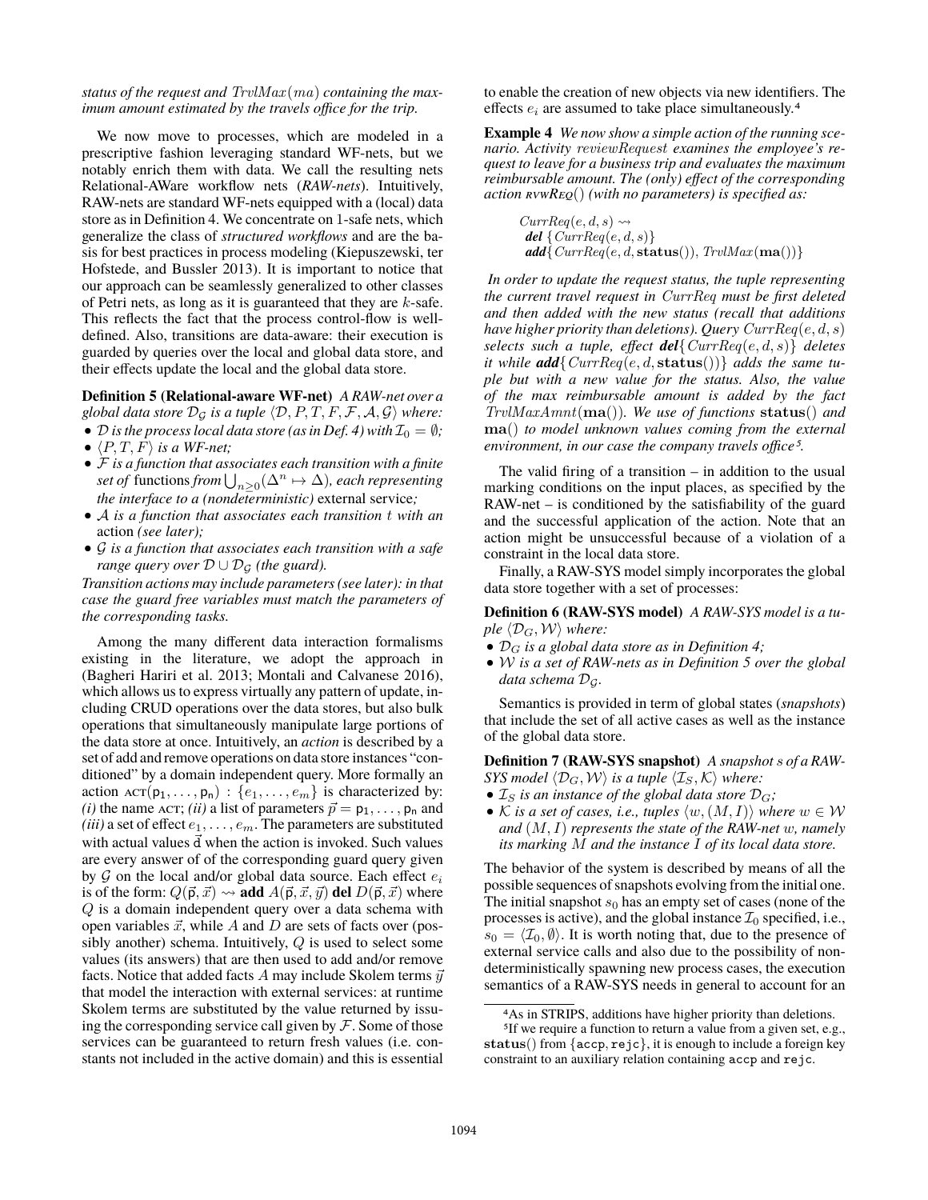*status of the request and $TrvlMax(ma)$ containing the maximum amount estimated by the travels office for the trip.*

We now move to processes, which are modeled in a prescriptive fashion leveraging standard WF-nets, but we notably enrich them with data. We call the resulting nets Relational-AWare workflow nets (*RAW-nets*). Intuitively, RAW-nets are standard WF-nets equipped with a (local) data store as in Definition 4. We concentrate on 1-safe nets, which generalize the class of *structured workflows* and are the basis for best practices in process modeling (Kiepuszewski, ter Hofstede, and Bussler 2013). It is important to notice that our approach can be seamlessly generalized to other classes of Petri nets, as long as it is guaranteed that they are $k$-safe. This reflects the fact that the process control-flow is well-defined. Also, transitions are data-aware: their execution is guarded by queries over the local and global data store, and their effects update the local and the global data store.

**Definition 5 (Relational-aware WF-net)** *A RAW-net over a global data store $\mathcal{D}_\mathcal{G}$ is a tuple $\langle \mathcal{D}, P, T, F, \mathcal{F}, \mathcal{A}, \mathcal{G} \rangle$ where:*

- *$\mathcal{D}$ is the process local data store (as in Def. 4) with $\mathcal{I}_0 = \emptyset$;*
- *$\langle P, T, F \rangle$ is a WF-net;*
- *$\mathcal{F}$ is a function that associates each transition with a finite set of* functions *from $\bigcup_{n \geq 0}(\Delta^n \mapsto \Delta)$, each representing the interface to a (nondeterministic)* external service*;*
- *$\mathcal{A}$ is a function that associates each transition $t$ with an* action *(see later);*
- *$\mathcal{G}$ is a function that associates each transition with a safe range query over $\mathcal{D} \cup \mathcal{D}_\mathcal{G}$ (the guard).*

*Transition actions may include parameters (see later): in that case the guard free variables must match the parameters of the corresponding tasks.*

Among the many different data interaction formalisms existing in the literature, we adopt the approach in (Bagheri Hariri et al. 2013; Montali and Calvanese 2016), which allows us to express virtually any pattern of update, including CRUD operations over the data stores, but also bulk operations that simultaneously manipulate large portions of the data store at once. Intuitively, an *action* is described by a set of add and remove operations on data store instances "conditioned" by a domain independent query. More formally an action $\text{ACT}(\mathsf{p}_1, \ldots, \mathsf{p}_n) : \{e_1, \ldots, e_m\}$ is characterized by: *(i)* the name ACT; *(ii)* a list of parameters $\vec{p} = \mathsf{p}_1, \ldots, \mathsf{p}_n$ and *(iii)* a set of effect $e_1, \ldots, e_m$. The parameters are substituted with actual values $\vec{\mathsf{d}}$ when the action is invoked. Such values are every answer of of the corresponding guard query given by $\mathcal{G}$ on the local and/or global data source. Each effect $e_i$ is of the form: $Q(\vec{\mathsf{p}}, \vec{x}) \rightsquigarrow \textbf{add } A(\vec{\mathsf{p}}, \vec{x}, \vec{y}) \textbf{ del } D(\vec{\mathsf{p}}, \vec{x})$ where $Q$ is a domain independent query over a data schema with open variables $\vec{x}$, while $A$ and $D$ are sets of facts over (possibly another) schema. Intuitively, $Q$ is used to select some values (its answers) that are then used to add and/or remove facts. Notice that added facts $A$ may include Skolem terms $\vec{y}$ that model the interaction with external services: at runtime Skolem terms are substituted by the value returned by issuing the corresponding service call given by $\mathcal{F}$. Some of those services can be guaranteed to return fresh values (i.e. constants not included in the active domain) and this is essential to enable the creation of new objects via new identifiers. The effects $e_i$ are assumed to take place simultaneously.[4]

**Example 4** *We now show a simple action of the running scenario. Activity $reviewRequest$ examines the employee's request to leave for a business trip and evaluates the maximum reimbursable amount. The (only) effect of the corresponding action $\text{RVWREQ}()$ (with no parameters) is specified as:*

$$
\begin{array}{l}
CurrReq(e, d, s) \rightsquigarrow \\
\quad \textbf{\textit{del}}\ \{CurrReq(e, d, s)\} \\
\quad \textbf{\textit{add}}\{CurrReq(e, d, \mathbf{status}()),\ TrvlMax(\mathbf{ma}())\}
\end{array}
$$

*In order to update the request status, the tuple representing the current travel request in $CurrReq$ must be first deleted and then added with the new status (recall that additions have higher priority than deletions). Query $CurrReq(e, d, s)$ selects such a tuple, effect **del**$\{CurrReq(e, d, s)\}$ deletes it while **add**$\{CurrReq(e, d, \mathbf{status}())\}$ adds the same tuple but with a new value for the status. Also, the value of the max reimbursable amount is added by the fact $TrvlMaxAmnt(\mathbf{ma}())$. We use of functions $\mathbf{status}()$ and $\mathbf{ma}()$ to model unknown values coming from the external environment, in our case the company travels office*[5]*.*

The valid firing of a transition – in addition to the usual marking conditions on the input places, as specified by the RAW-net – is conditioned by the satisfiability of the guard and the successful application of the action. Note that an action might be unsuccessful because of a violation of a constraint in the local data store.

Finally, a RAW-SYS model simply incorporates the global data store together with a set of processes:

**Definition 6 (RAW-SYS model)** *A RAW-SYS model is a tuple $\langle \mathcal{D}_G, \mathcal{W} \rangle$ where:*

- *$\mathcal{D}_G$ is a global data store as in Definition 4;*
- *$\mathcal{W}$ is a set of RAW-nets as in Definition 5 over the global data schema $\mathcal{D}_\mathcal{G}$.*

Semantics is provided in term of global states (*snapshots*) that include the set of all active cases as well as the instance of the global data store.

**Definition 7 (RAW-SYS snapshot)** *A snapshot $s$ of a RAW-SYS model $\langle \mathcal{D}_G, \mathcal{W} \rangle$ is a tuple $\langle \mathcal{I}_S, \mathcal{K} \rangle$ where:*

- *$\mathcal{I}_S$ is an instance of the global data store $\mathcal{D}_G$;*
- *$\mathcal{K}$ is a set of cases, i.e., tuples $\langle w, (M, I) \rangle$ where $w \in \mathcal{W}$ and $(M, I)$ represents the state of the RAW-net $w$, namely its marking $M$ and the instance $I$ of its local data store.*

The behavior of the system is described by means of all the possible sequences of snapshots evolving from the initial one. The initial snapshot $s_0$ has an empty set of cases (none of the processes is active), and the global instance $\mathcal{I}_0$ specified, i.e., $s_0 = \langle \mathcal{I}_0, \emptyset \rangle$. It is worth noting that, due to the presence of external service calls and also due to the possibility of nondeterministically spawning new process cases, the execution semantics of a RAW-SYS needs in general to account for an

[4] As in STRIPS, additions have higher priority than deletions.

[5] If we require a function to return a value from a given set, e.g., $\mathbf{status}()$ from $\{\texttt{accp}, \texttt{rejc}\}$, it is enough to include a foreign key constraint to an auxiliary relation containing `accp` and `rejc`.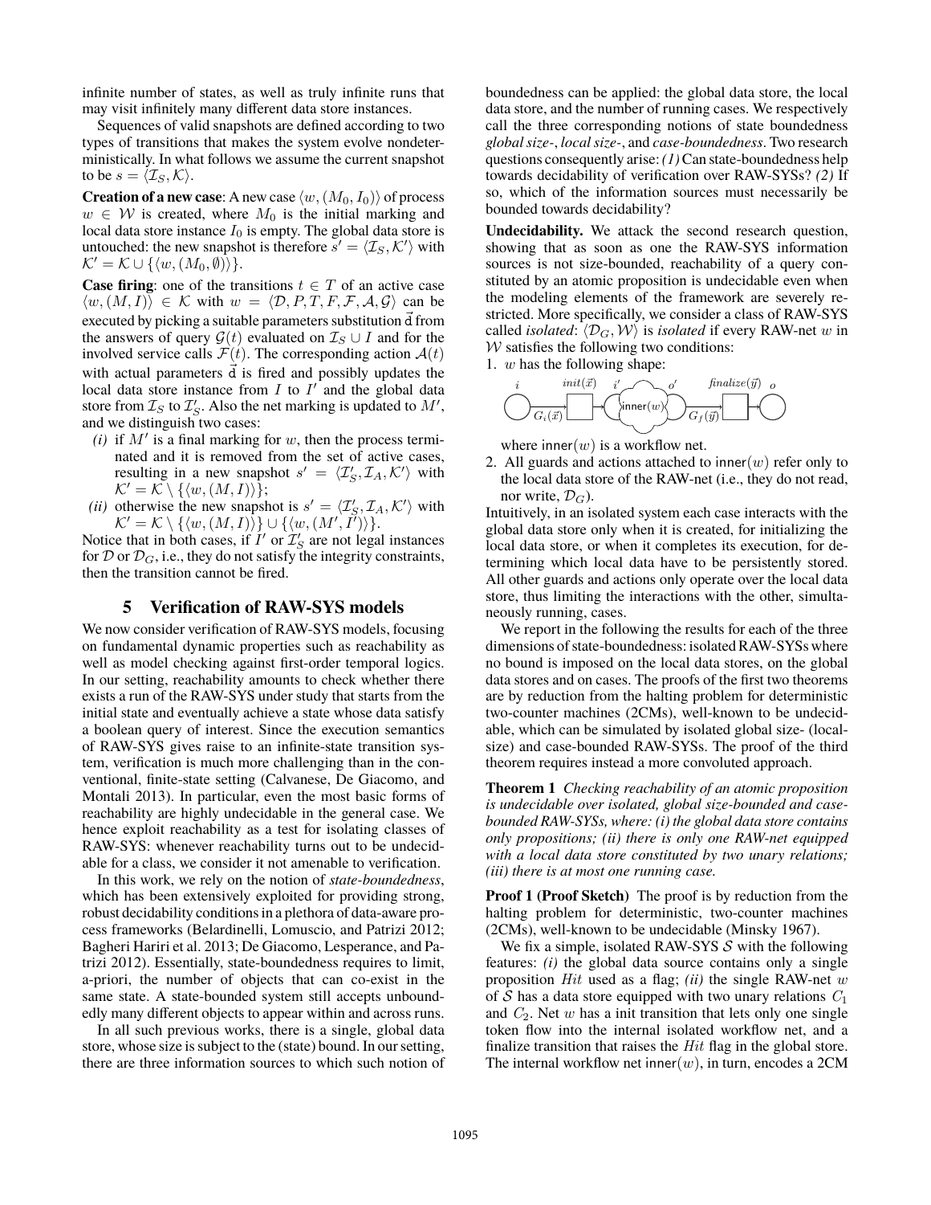infinite number of states, as well as truly infinite runs that may visit infinitely many different data store instances.

Sequences of valid snapshots are defined according to two types of transitions that makes the system evolve nondeterministically. In what follows we assume the current snapshot to be $s = \langle \mathcal{I}_S, \mathcal{K} \rangle$.

**Creation of a new case**: A new case $\langle w, (M_0, I_0) \rangle$ of process $w \in \mathcal{W}$ is created, where $M_0$ is the initial marking and local data store instance $I_0$ is empty. The global data store is untouched: the new snapshot is therefore $s' = \langle \mathcal{I}_S, \mathcal{K}' \rangle$ with $\mathcal{K}' = \mathcal{K} \cup \{\langle w, (M_0, \emptyset) \rangle\}$.

**Case firing**: one of the transitions $t \in T$ of an active case $\langle w, (M, I) \rangle \in \mathcal{K}$ with $w = \langle \mathcal{D}, P, T, F, \mathcal{F}, \mathcal{A}, \mathcal{G} \rangle$ can be executed by picking a suitable parameters substitution $\vec{\mathsf{d}}$ from the answers of query $\mathcal{G}(t)$ evaluated on $\mathcal{I}_S \cup I$ and for the involved service calls $\mathcal{F}(t)$. The corresponding action $\mathcal{A}(t)$ with actual parameters $\vec{\mathsf{d}}$ is fired and possibly updates the local data store instance from $I$ to $I'$ and the global data store from $\mathcal{I}_S$ to $\mathcal{I}'_S$. Also the net marking is updated to $M'$, and we distinguish two cases:

- *(i)* if $M'$ is a final marking for $w$, then the process terminated and it is removed from the set of active cases, resulting in a new snapshot $s' = \langle \mathcal{I}'_S, \mathcal{I}_A, \mathcal{K}' \rangle$ with $\mathcal{K}' = \mathcal{K} \setminus \{\langle w, (M, I) \rangle\}$;
- *(ii)* otherwise the new snapshot is $s' = \langle \mathcal{I}'_S, \mathcal{I}_A, \mathcal{K}' \rangle$ with $\mathcal{K}' = \mathcal{K} \setminus \{\langle w, (M, I) \rangle\} \cup \{\langle w, (M', I') \rangle\}$.

Notice that in both cases, if $I'$ or $\mathcal{I}'_S$ are not legal instances for $\mathcal{D}$ or $\mathcal{D}_G$, i.e., they do not satisfy the integrity constraints, then the transition cannot be fired.

## 5 Verification of RAW-SYS models

We now consider verification of RAW-SYS models, focusing on fundamental dynamic properties such as reachability as well as model checking against first-order temporal logics. In our setting, reachability amounts to check whether there exists a run of the RAW-SYS under study that starts from the initial state and eventually achieve a state whose data satisfy a boolean query of interest. Since the execution semantics of RAW-SYS gives raise to an infinite-state transition system, verification is much more challenging than in the conventional, finite-state setting (Calvanese, De Giacomo, and Montali 2013). In particular, even the most basic forms of reachability are highly undecidable in the general case. We hence exploit reachability as a test for isolating classes of RAW-SYS: whenever reachability turns out to be undecidable for a class, we consider it not amenable to verification.

In this work, we rely on the notion of *state-boundedness*, which has been extensively exploited for providing strong, robust decidability conditions in a plethora of data-aware process frameworks (Belardinelli, Lomuscio, and Patrizi 2012; Bagheri Hariri et al. 2013; De Giacomo, Lesperance, and Patrizi 2012). Essentially, state-boundedness requires to limit, a-priori, the number of objects that can co-exist in the same state. A state-bounded system still accepts unboundedly many different objects to appear within and across runs.

In all such previous works, there is a single, global data store, whose size is subject to the (state) bound. In our setting, there are three information sources to which such notion of boundedness can be applied: the global data store, the local data store, and the number of running cases. We respectively call the three corresponding notions of state boundedness *global size-*, *local size-*, and *case-boundedness*. Two research questions consequently arise: *(1)* Can state-boundedness help towards decidability of verification over RAW-SYSs? *(2)* If so, which of the information sources must necessarily be bounded towards decidability?

**Undecidability.** We attack the second research question, showing that as soon as one the RAW-SYS information sources is not size-bounded, reachability of a query constituted by an atomic proposition is undecidable even when the modeling elements of the framework are severely restricted. More specifically, we consider a class of RAW-SYS called *isolated*: $\langle \mathcal{D}_G, \mathcal{W} \rangle$ is *isolated* if every RAW-net $w$ in $\mathcal{W}$ satisfies the following two conditions:

1. $w$ has the following shape:

   $i$ → $init(\vec{x})$ [$G_i(\vec{x})$] → $i'$ → $\mathsf{inner}(w)$ → $o'$ → $finalize(\vec{y})$ [$G_f(\vec{y})$] → $o$

   where $\mathsf{inner}(w)$ is a workflow net.
2. All guards and actions attached to $\mathsf{inner}(w)$ refer only to the local data store of the RAW-net (i.e., they do not read, nor write, $\mathcal{D}_G$).

Intuitively, in an isolated system each case interacts with the global data store only when it is created, for initializing the local data store, or when it completes its execution, for determining which local data have to be persistently stored. All other guards and actions only operate over the local data store, thus limiting the interactions with the other, simultaneously running, cases.

We report in the following the results for each of the three dimensions of state-boundedness: isolated RAW-SYSs where no bound is imposed on the local data stores, on the global data stores and on cases. The proofs of the first two theorems are by reduction from the halting problem for deterministic two-counter machines (2CMs), well-known to be undecidable, which can be simulated by isolated global size- (local-size) and case-bounded RAW-SYSs. The proof of the third theorem requires instead a more convoluted approach.

**Theorem 1** *Checking reachability of an atomic proposition is undecidable over isolated, global size-bounded and case-bounded RAW-SYSs, where: (i) the global data store contains only propositions; (ii) there is only one RAW-net equipped with a local data store constituted by two unary relations; (iii) there is at most one running case.*

**Proof 1 (Proof Sketch)** The proof is by reduction from the halting problem for deterministic, two-counter machines (2CMs), well-known to be undecidable (Minsky 1967).

We fix a simple, isolated RAW-SYS $\mathcal{S}$ with the following features: *(i)* the global data source contains only a single proposition $Hit$ used as a flag; *(ii)* the single RAW-net $w$ of $\mathcal{S}$ has a data store equipped with two unary relations $C_1$ and $C_2$. Net $w$ has a init transition that lets only one single token flow into the internal isolated workflow net, and a finalize transition that raises the $Hit$ flag in the global store. The internal workflow net $\mathsf{inner}(w)$, in turn, encodes a 2CM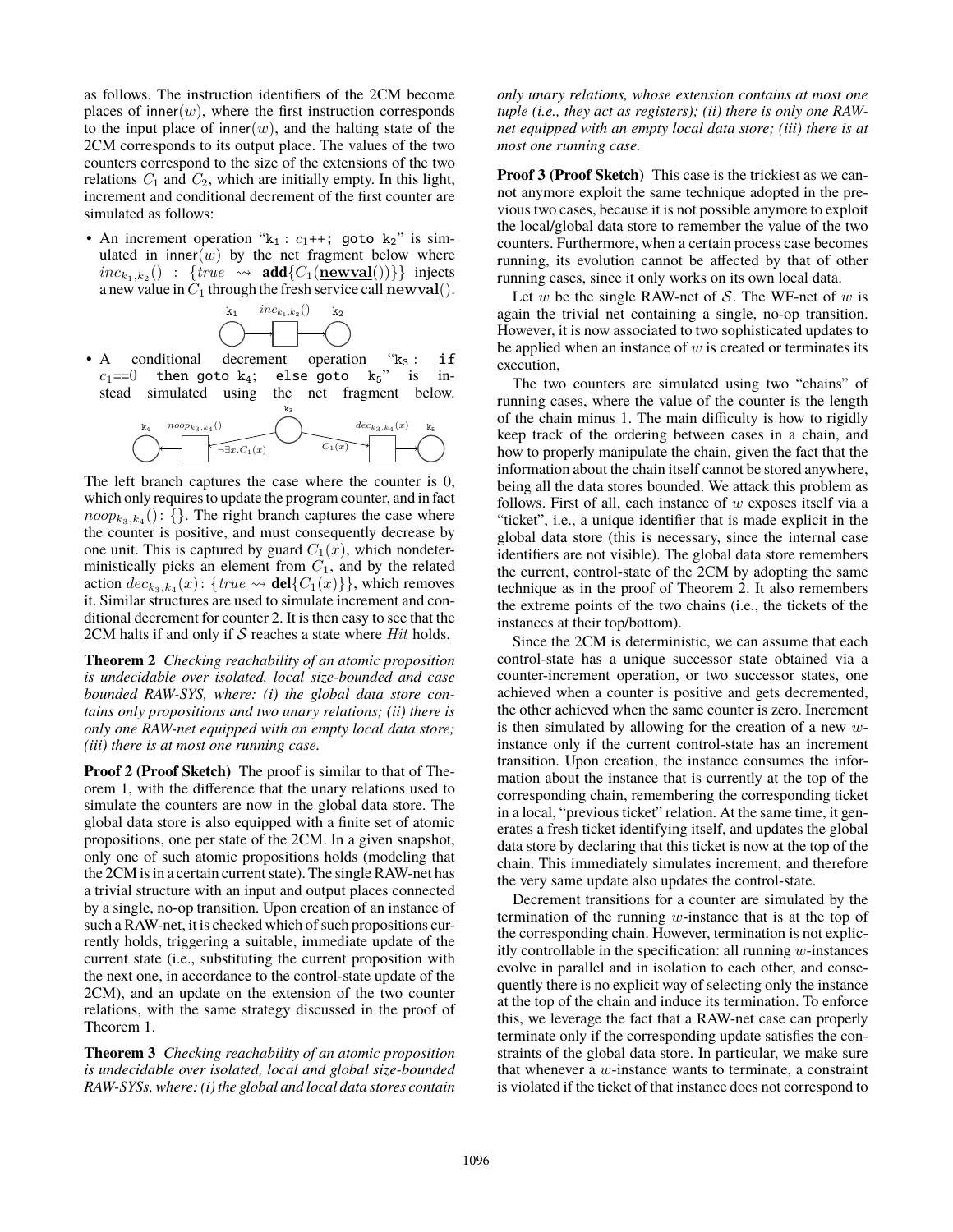as follows. The instruction identifiers of the 2CM become places of $\mathsf{inner}(w)$, where the first instruction corresponds to the input place of $\mathsf{inner}(w)$, and the halting state of the 2CM corresponds to its output place. The values of the two counters correspond to the size of the extensions of the two relations $C_1$ and $C_2$, which are initially empty. In this light, increment and conditional decrement of the first counter are simulated as follows:

- An increment operation "$\mathtt{k}_1 : c_1$++; goto $\mathtt{k}_2$" is simulated in $\mathsf{inner}(w)$ by the net fragment below where $inc_{k_1,k_2}() : \{true \rightsquigarrow \mathbf{add}\{C_1(\underline{\mathbf{newval}}())\}\}$ injects a new value in $C_1$ through the fresh service call $\underline{\mathbf{newval}}()$.

- A conditional decrement operation "$\mathtt{k}_3$ : if $c_1$==0 then goto $\mathtt{k}_4$; else goto $\mathtt{k}_5$" is instead simulated using the net fragment below.

The left branch captures the case where the counter is 0, which only requires to update the program counter, and in fact $noop_{k_3,k_4}() : \{\}$. The right branch captures the case where the counter is positive, and must consequently decrease by one unit. This is captured by guard $C_1(x)$, which nondeterministically picks an element from $C_1$, and by the related action $dec_{k_3,k_4}(x) : \{true \rightsquigarrow \mathbf{del}\{C_1(x)\}\}$, which removes it. Similar structures are used to simulate increment and conditional decrement for counter 2. It is then easy to see that the 2CM halts if and only if $\mathcal{S}$ reaches a state where $Hit$ holds.

**Theorem 2** *Checking reachability of an atomic proposition is undecidable over isolated, local size-bounded and case bounded RAW-SYS, where: (i) the global data store contains only propositions and two unary relations; (ii) there is only one RAW-net equipped with an empty local data store; (iii) there is at most one running case.*

**Proof 2 (Proof Sketch)** The proof is similar to that of Theorem 1, with the difference that the unary relations used to simulate the counters are now in the global data store. The global data store is also equipped with a finite set of atomic propositions, one per state of the 2CM. In a given snapshot, only one of such atomic propositions holds (modeling that the 2CM is in a certain current state). The single RAW-net has a trivial structure with an input and output places connected by a single, no-op transition. Upon creation of an instance of such a RAW-net, it is checked which of such propositions currently holds, triggering a suitable, immediate update of the current state (i.e., substituting the current proposition with the next one, in accordance to the control-state update of the 2CM), and an update on the extension of the two counter relations, with the same strategy discussed in the proof of Theorem 1.

**Theorem 3** *Checking reachability of an atomic proposition is undecidable over isolated, local and global size-bounded RAW-SYSs, where: (i) the global and local data stores contain only unary relations, whose extension contains at most one tuple (i.e., they act as registers); (ii) there is only one RAW-net equipped with an empty local data store; (iii) there is at most one running case.*

**Proof 3 (Proof Sketch)** This case is the trickiest as we cannot anymore exploit the same technique adopted in the previous two cases, because it is not possible anymore to exploit the local/global data store to remember the value of the two counters. Furthermore, when a certain process case becomes running, its evolution cannot be affected by that of other running cases, since it only works on its own local data.

Let $w$ be the single RAW-net of $\mathcal{S}$. The WF-net of $w$ is again the trivial net containing a single, no-op transition. However, it is now associated to two sophisticated updates to be applied when an instance of $w$ is created or terminates its execution,

The two counters are simulated using two "chains" of running cases, where the value of the counter is the length of the chain minus 1. The main difficulty is how to rigidly keep track of the ordering between cases in a chain, and how to properly manipulate the chain, given the fact that the information about the chain itself cannot be stored anywhere, being all the data stores bounded. We attack this problem as follows. First of all, each instance of $w$ exposes itself via a "ticket", i.e., a unique identifier that is made explicit in the global data store (this is necessary, since the internal case identifiers are not visible). The global data store remembers the current, control-state of the 2CM by adopting the same technique as in the proof of Theorem 2. It also remembers the extreme points of the two chains (i.e., the tickets of the instances at their top/bottom).

Since the 2CM is deterministic, we can assume that each control-state has a unique successor state obtained via a counter-increment operation, or two successor states, one achieved when a counter is positive and gets decremented, the other achieved when the same counter is zero. Increment is then simulated by allowing for the creation of a new $w$-instance only if the current control-state has an increment transition. Upon creation, the instance consumes the information about the instance that is currently at the top of the corresponding chain, remembering the corresponding ticket in a local, "previous ticket" relation. At the same time, it generates a fresh ticket identifying itself, and updates the global data store by declaring that this ticket is now at the top of the chain. This immediately simulates increment, and therefore the very same update also updates the control-state.

Decrement transitions for a counter are simulated by the termination of the running $w$-instance that is at the top of the corresponding chain. However, termination is not explicitly controllable in the specification: all running $w$-instances evolve in parallel and in isolation to each other, and consequently there is no explicit way of selecting only the instance at the top of the chain and induce its termination. To enforce this, we leverage the fact that a RAW-net case can properly terminate only if the corresponding update satisfies the constraints of the global data store. In particular, we make sure that whenever a $w$-instance wants to terminate, a constraint is violated if the ticket of that instance does not correspond to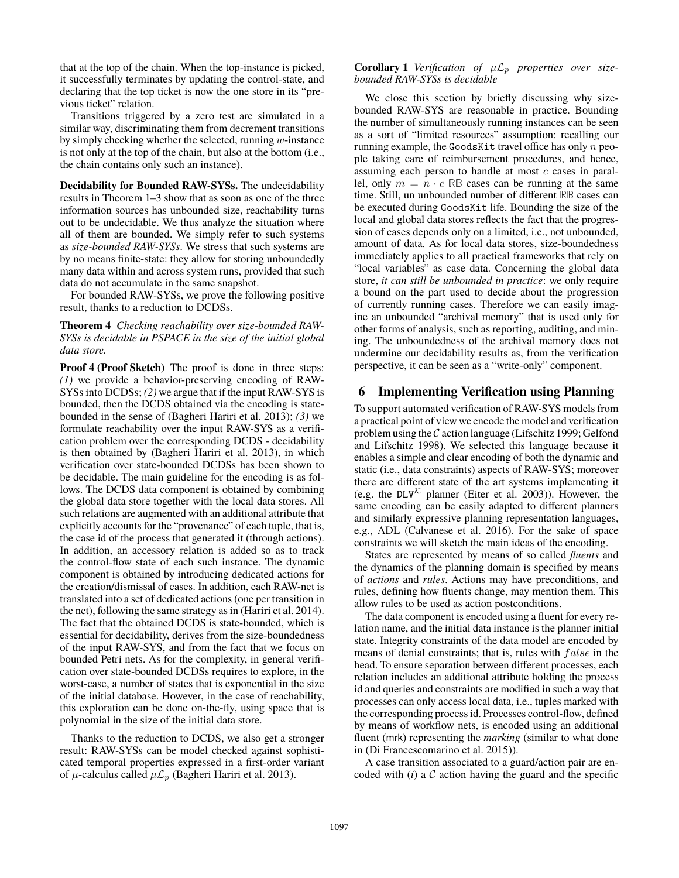that at the top of the chain. When the top-instance is picked, it successfully terminates by updating the control-state, and declaring that the top ticket is now the one store in its "previous ticket" relation.

Transitions triggered by a zero test are simulated in a similar way, discriminating them from decrement transitions by simply checking whether the selected, running $w$-instance is not only at the top of the chain, but also at the bottom (i.e., the chain contains only such an instance).

**Decidability for Bounded RAW-SYSs.** The undecidability results in Theorem 1–3 show that as soon as one of the three information sources has unbounded size, reachability turns out to be undecidable. We thus analyze the situation where all of them are bounded. We simply refer to such systems as *size-bounded RAW-SYSs*. We stress that such systems are by no means finite-state: they allow for storing unboundedly many data within and across system runs, provided that such data do not accumulate in the same snapshot.

For bounded RAW-SYSs, we prove the following positive result, thanks to a reduction to DCDSs.

**Theorem 4** *Checking reachability over size-bounded RAW-SYSs is decidable in PSPACE in the size of the initial global data store.*

**Proof 4 (Proof Sketch)** The proof is done in three steps: *(1)* we provide a behavior-preserving encoding of RAW-SYSs into DCDSs; *(2)* we argue that if the input RAW-SYS is bounded, then the DCDS obtained via the encoding is state-bounded in the sense of (Bagheri Hariri et al. 2013); *(3)* we formulate reachability over the input RAW-SYS as a verification problem over the corresponding DCDS - decidability is then obtained by (Bagheri Hariri et al. 2013), in which verification over state-bounded DCDSs has been shown to be decidable. The main guideline for the encoding is as follows. The DCDS data component is obtained by combining the global data store together with the local data stores. All such relations are augmented with an additional attribute that explicitly accounts for the "provenance" of each tuple, that is, the case id of the process that generated it (through actions). In addition, an accessory relation is added so as to track the control-flow state of each such instance. The dynamic component is obtained by introducing dedicated actions for the creation/dismissal of cases. In addition, each RAW-net is translated into a set of dedicated actions (one per transition in the net), following the same strategy as in (Hariri et al. 2014). The fact that the obtained DCDS is state-bounded, which is essential for decidability, derives from the size-boundedness of the input RAW-SYS, and from the fact that we focus on bounded Petri nets. As for the complexity, in general verification over state-bounded DCDSs requires to explore, in the worst-case, a number of states that is exponential in the size of the initial database. However, in the case of reachability, this exploration can be done on-the-fly, using space that is polynomial in the size of the initial data store.

Thanks to the reduction to DCDS, we also get a stronger result: RAW-SYSs can be model checked against sophisticated temporal properties expressed in a first-order variant of $\mu$-calculus called $\mu\mathcal{L}_p$ (Bagheri Hariri et al. 2013).

**Corollary 1** *Verification of $\mu\mathcal{L}_p$ properties over size-bounded RAW-SYSs is decidable*

We close this section by briefly discussing why size-bounded RAW-SYS are reasonable in practice. Bounding the number of simultaneously running instances can be seen as a sort of "limited resources" assumption: recalling our running example, the GoodsKit travel office has only $n$ people taking care of reimbursement procedures, and hence, assuming each person to handle at most $c$ cases in parallel, only $m = n \cdot c$ $\mathbb{RB}$ cases can be running at the same time. Still, un unbounded number of different $\mathbb{RB}$ cases can be executed during GoodsKit life. Bounding the size of the local and global data stores reflects the fact that the progression of cases depends only on a limited, i.e., not unbounded, amount of data. As for local data stores, size-boundedness immediately applies to all practical frameworks that rely on "local variables" as case data. Concerning the global data store, *it can still be unbounded in practice*: we only require a bound on the part used to decide about the progression of currently running cases. Therefore we can easily imagine an unbounded "archival memory" that is used only for other forms of analysis, such as reporting, auditing, and mining. The unboundedness of the archival memory does not undermine our decidability results as, from the verification perspective, it can be seen as a "write-only" component.

# 6 Implementing Verification using Planning

To support automated verification of RAW-SYS models from a practical point of view we encode the model and verification problem using the $\mathcal{C}$ action language (Lifschitz 1999; Gelfond and Lifschitz 1998). We selected this language because it enables a simple and clear encoding of both the dynamic and static (i.e., data constraints) aspects of RAW-SYS; moreover there are different state of the art systems implementing it (e.g. the DLV$^{\mathcal{K}}$ planner (Eiter et al. 2003)). However, the same encoding can be easily adapted to different planners and similarly expressive planning representation languages, e.g., ADL (Calvanese et al. 2016). For the sake of space constraints we will sketch the main ideas of the encoding.

States are represented by means of so called *fluents* and the dynamics of the planning domain is specified by means of *actions* and *rules*. Actions may have preconditions, and rules, defining how fluents change, may mention them. This allow rules to be used as action postconditions.

The data component is encoded using a fluent for every relation name, and the initial data instance is the planner initial state. Integrity constraints of the data model are encoded by means of denial constraints; that is, rules with $false$ in the head. To ensure separation between different processes, each relation includes an additional attribute holding the process id and queries and constraints are modified in such a way that processes can only access local data, i.e., tuples marked with the corresponding process id. Processes control-flow, defined by means of workflow nets, is encoded using an additional fluent (mrk) representing the *marking* (similar to what done in (Di Francescomarino et al. 2015)).

A case transition associated to a guard/action pair are encoded with (*i*) a $\mathcal{C}$ action having the guard and the specific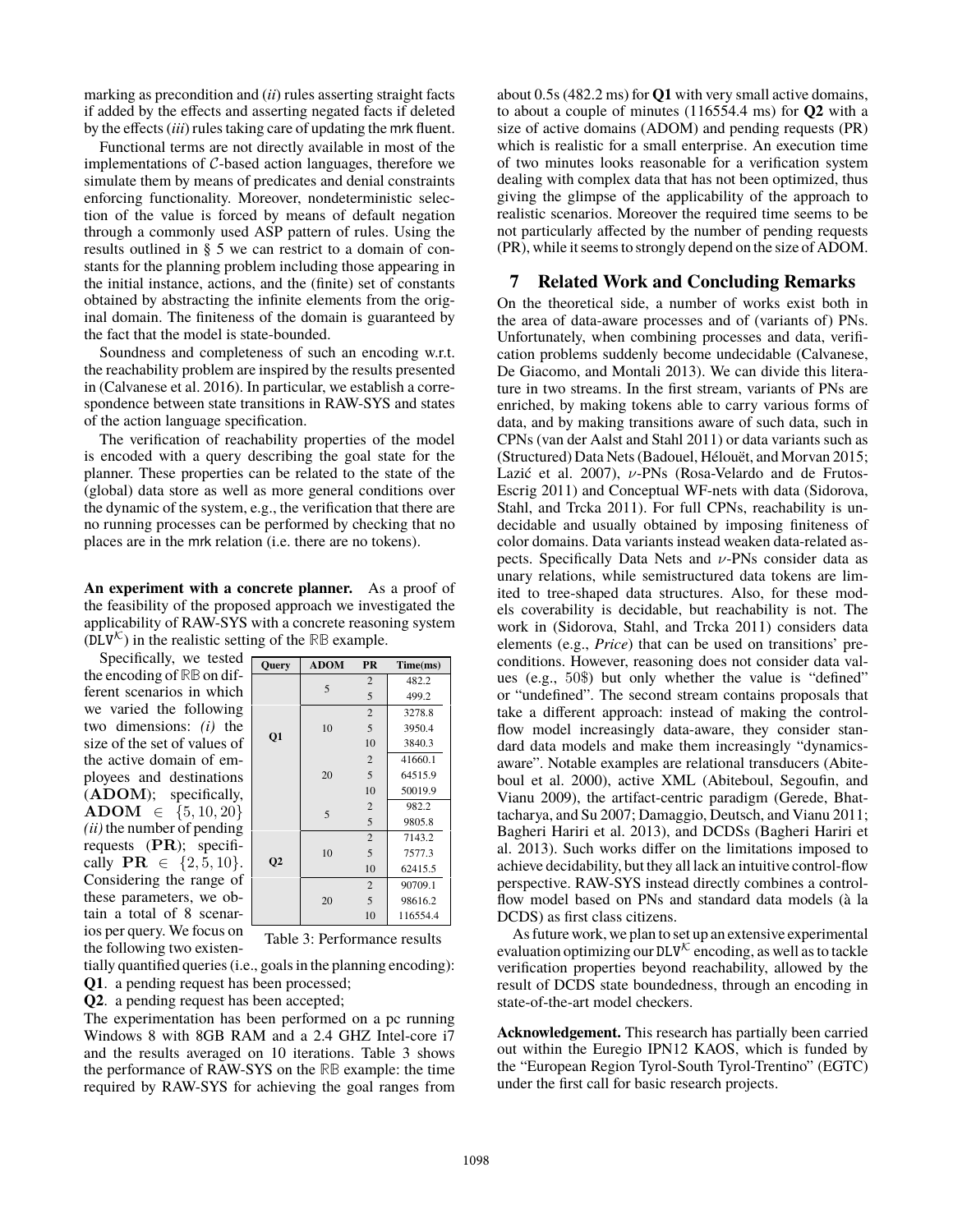marking as precondition and (*ii*) rules asserting straight facts if added by the effects and asserting negated facts if deleted by the effects (*iii*) rules taking care of updating the mrk fluent.

Functional terms are not directly available in most of the implementations of $\mathcal{C}$-based action languages, therefore we simulate them by means of predicates and denial constraints enforcing functionality. Moreover, nondeterministic selection of the value is forced by means of default negation through a commonly used ASP pattern of rules. Using the results outlined in § 5 we can restrict to a domain of constants for the planning problem including those appearing in the initial instance, actions, and the (finite) set of constants obtained by abstracting the infinite elements from the original domain. The finiteness of the domain is guaranteed by the fact that the model is state-bounded.

Soundness and completeness of such an encoding w.r.t. the reachability problem are inspired by the results presented in (Calvanese et al. 2016). In particular, we establish a correspondence between state transitions in RAW-SYS and states of the action language specification.

The verification of reachability properties of the model is encoded with a query describing the goal state for the planner. These properties can be related to the state of the (global) data store as well as more general conditions over the dynamic of the system, e.g., the verification that there are no running processes can be performed by checking that no places are in the mrk relation (i.e. there are no tokens).

**An experiment with a concrete planner.** As a proof of the feasibility of the proposed approach we investigated the applicability of RAW-SYS with a concrete reasoning system ($\mathtt{DLV}^{\mathcal{K}}$) in the realistic setting of the $\mathbb{RB}$ example.

Specifically, we tested the encoding of $\mathbb{RB}$ on different scenarios in which we varied the following two dimensions: *(i)* the size of the set of values of the active domain of employees and destinations ($\mathbf{ADOM}$); specifically, $\mathbf{ADOM} \in \{5, 10, 20\}$ *(ii)* the number of pending requests ($\mathbf{PR}$); specifically $\mathbf{PR} \in \{2, 5, 10\}$. Considering the range of these parameters, we obtain a total of 8 scenarios per query. We focus on the following two existentially quantified queries (i.e., goals in the planning encoding):

| Query | ADOM | PR | Time(ms) |
|---|---|---|---|
| Q1 | 5 | 2 | 482.2 |
| | | 5 | 499.2 |
| | 10 | 2 | 3278.8 |
| | | 5 | 3950.4 |
| | | 10 | 3840.3 |
| | 20 | 2 | 41660.1 |
| | | 5 | 64515.9 |
| | | 10 | 50019.9 |
| Q2 | 5 | 2 | 982.2 |
| | | 5 | 9805.8 |
| | 10 | 2 | 7143.2 |
| | | 5 | 7577.3 |
| | | 10 | 62415.5 |
| | 20 | 2 | 90709.1 |
| | | 5 | 98616.2 |
| | | 10 | 116554.4 |

Table 3: Performance results

**Q1**. a pending request has been processed;

**Q2**. a pending request has been accepted;

The experimentation has been performed on a pc running Windows 8 with 8GB RAM and a 2.4 GHZ Intel-core i7 and the results averaged on 10 iterations. Table 3 shows the performance of RAW-SYS on the $\mathbb{RB}$ example: the time required by RAW-SYS for achieving the goal ranges from about 0.5s (482.2 ms) for **Q1** with very small active domains, to about a couple of minutes (116554.4 ms) for **Q2** with a size of active domains (ADOM) and pending requests (PR) which is realistic for a small enterprise. An execution time of two minutes looks reasonable for a verification system dealing with complex data that has not been optimized, thus giving the glimpse of the applicability of the approach to realistic scenarios. Moreover the required time seems to be not particularly affected by the number of pending requests (PR), while it seems to strongly depend on the size of ADOM.

## 7 Related Work and Concluding Remarks

On the theoretical side, a number of works exist both in the area of data-aware processes and of (variants of) PNs. Unfortunately, when combining processes and data, verification problems suddenly become undecidable (Calvanese, De Giacomo, and Montali 2013). We can divide this literature in two streams. In the first stream, variants of PNs are enriched, by making tokens able to carry various forms of data, and by making transitions aware of such data, such in CPNs (van der Aalst and Stahl 2011) or data variants such as (Structured) Data Nets (Badouel, Hélouët, and Morvan 2015; Lazić et al. 2007), $\nu$-PNs (Rosa-Velardo and de Frutos-Escrig 2011) and Conceptual WF-nets with data (Sidorova, Stahl, and Trcka 2011). For full CPNs, reachability is undecidable and usually obtained by imposing finiteness of color domains. Data variants instead weaken data-related aspects. Specifically Data Nets and $\nu$-PNs consider data as unary relations, while semistructured data tokens are limited to tree-shaped data structures. Also, for these models coverability is decidable, but reachability is not. The work in (Sidorova, Stahl, and Trcka 2011) considers data elements (e.g., *Price*) that can be used on transitions' preconditions. However, reasoning does not consider data values (e.g., $50\$$) but only whether the value is "defined" or "undefined". The second stream contains proposals that take a different approach: instead of making the control-flow model increasingly data-aware, they consider standard data models and make them increasingly "dynamics-aware". Notable examples are relational transducers (Abiteboul et al. 2000), active XML (Abiteboul, Segoufin, and Vianu 2009), the artifact-centric paradigm (Gerede, Bhattacharya, and Su 2007; Damaggio, Deutsch, and Vianu 2011; Bagheri Hariri et al. 2013), and DCDSs (Bagheri Hariri et al. 2013). Such works differ on the limitations imposed to achieve decidability, but they all lack an intuitive control-flow perspective. RAW-SYS instead directly combines a control-flow model based on PNs and standard data models (à la DCDS) as first class citizens.

As future work, we plan to set up an extensive experimental evaluation optimizing our $\mathtt{DLV}^{\mathcal{K}}$ encoding, as well as to tackle verification properties beyond reachability, allowed by the result of DCDS state boundedness, through an encoding in state-of-the-art model checkers.

**Acknowledgement.** This research has partially been carried out within the Euregio IPN12 KAOS, which is funded by the "European Region Tyrol-South Tyrol-Trentino" (EGTC) under the first call for basic research projects.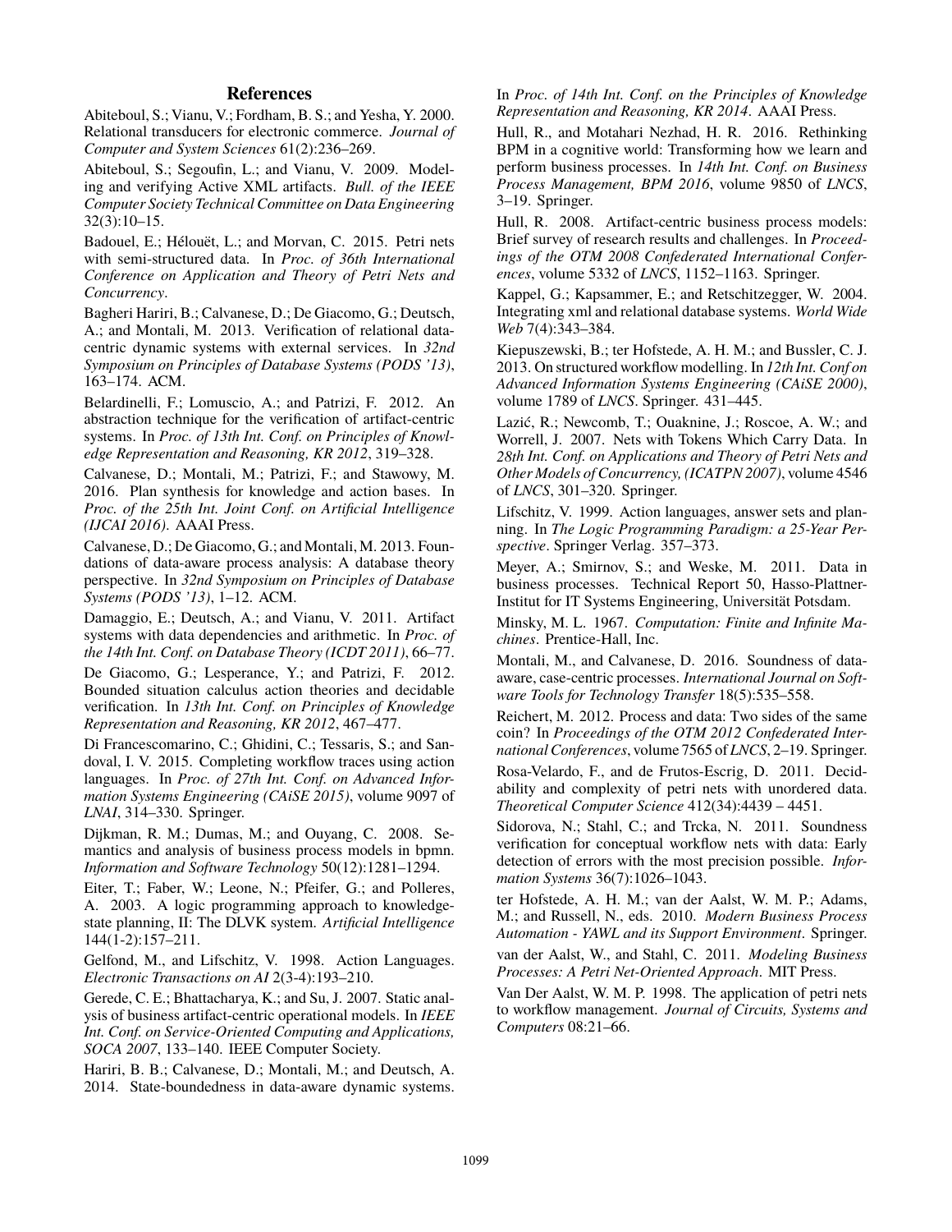## References

Abiteboul, S.; Vianu, V.; Fordham, B. S.; and Yesha, Y. 2000. Relational transducers for electronic commerce. *Journal of Computer and System Sciences* 61(2):236–269.

Abiteboul, S.; Segoufin, L.; and Vianu, V. 2009. Modeling and verifying Active XML artifacts. *Bull. of the IEEE Computer Society Technical Committee on Data Engineering* 32(3):10–15.

Badouel, E.; Hélouët, L.; and Morvan, C. 2015. Petri nets with semi-structured data. In *Proc. of 36th International Conference on Application and Theory of Petri Nets and Concurrency*.

Bagheri Hariri, B.; Calvanese, D.; De Giacomo, G.; Deutsch, A.; and Montali, M. 2013. Verification of relational data-centric dynamic systems with external services. In *32nd Symposium on Principles of Database Systems (PODS '13)*, 163–174. ACM.

Belardinelli, F.; Lomuscio, A.; and Patrizi, F. 2012. An abstraction technique for the verification of artifact-centric systems. In *Proc. of 13th Int. Conf. on Principles of Knowledge Representation and Reasoning, KR 2012*, 319–328.

Calvanese, D.; Montali, M.; Patrizi, F.; and Stawowy, M. 2016. Plan synthesis for knowledge and action bases. In *Proc. of the 25th Int. Joint Conf. on Artificial Intelligence (IJCAI 2016)*. AAAI Press.

Calvanese, D.; De Giacomo, G.; and Montali, M. 2013. Foundations of data-aware process analysis: A database theory perspective. In *32nd Symposium on Principles of Database Systems (PODS '13)*, 1–12. ACM.

Damaggio, E.; Deutsch, A.; and Vianu, V. 2011. Artifact systems with data dependencies and arithmetic. In *Proc. of the 14th Int. Conf. on Database Theory (ICDT 2011)*, 66–77.

De Giacomo, G.; Lesperance, Y.; and Patrizi, F. 2012. Bounded situation calculus action theories and decidable verification. In *13th Int. Conf. on Principles of Knowledge Representation and Reasoning, KR 2012*, 467–477.

Di Francescomarino, C.; Ghidini, C.; Tessaris, S.; and Sandoval, I. V. 2015. Completing workflow traces using action languages. In *Proc. of 27th Int. Conf. on Advanced Information Systems Engineering (CAiSE 2015)*, volume 9097 of *LNAI*, 314–330. Springer.

Dijkman, R. M.; Dumas, M.; and Ouyang, C. 2008. Semantics and analysis of business process models in bpmn. *Information and Software Technology* 50(12):1281–1294.

Eiter, T.; Faber, W.; Leone, N.; Pfeifer, G.; and Polleres, A. 2003. A logic programming approach to knowledge-state planning, II: The DLVK system. *Artificial Intelligence* 144(1-2):157–211.

Gelfond, M., and Lifschitz, V. 1998. Action Languages. *Electronic Transactions on AI* 2(3-4):193–210.

Gerede, C. E.; Bhattacharya, K.; and Su, J. 2007. Static analysis of business artifact-centric operational models. In *IEEE Int. Conf. on Service-Oriented Computing and Applications, SOCA 2007*, 133–140. IEEE Computer Society.

Hariri, B. B.; Calvanese, D.; Montali, M.; and Deutsch, A. 2014. State-boundedness in data-aware dynamic systems. In *Proc. of 14th Int. Conf. on the Principles of Knowledge Representation and Reasoning, KR 2014*. AAAI Press.

Hull, R., and Motahari Nezhad, H. R. 2016. Rethinking BPM in a cognitive world: Transforming how we learn and perform business processes. In *14th Int. Conf. on Business Process Management, BPM 2016*, volume 9850 of *LNCS*, 3–19. Springer.

Hull, R. 2008. Artifact-centric business process models: Brief survey of research results and challenges. In *Proceedings of the OTM 2008 Confederated International Conferences*, volume 5332 of *LNCS*, 1152–1163. Springer.

Kappel, G.; Kapsammer, E.; and Retschitzegger, W. 2004. Integrating xml and relational database systems. *World Wide Web* 7(4):343–384.

Kiepuszewski, B.; ter Hofstede, A. H. M.; and Bussler, C. J. 2013. On structured workflow modelling. In *12th Int. Conf on Advanced Information Systems Engineering (CAiSE 2000)*, volume 1789 of *LNCS*. Springer. 431–445.

Lazić, R.; Newcomb, T.; Ouaknine, J.; Roscoe, A. W.; and Worrell, J. 2007. Nets with Tokens Which Carry Data. In *28th Int. Conf. on Applications and Theory of Petri Nets and Other Models of Concurrency, (ICATPN 2007)*, volume 4546 of *LNCS*, 301–320. Springer.

Lifschitz, V. 1999. Action languages, answer sets and planning. In *The Logic Programming Paradigm: a 25-Year Perspective*. Springer Verlag. 357–373.

Meyer, A.; Smirnov, S.; and Weske, M. 2011. Data in business processes. Technical Report 50, Hasso-Plattner-Institut for IT Systems Engineering, Universität Potsdam.

Minsky, M. L. 1967. *Computation: Finite and Infinite Machines*. Prentice-Hall, Inc.

Montali, M., and Calvanese, D. 2016. Soundness of data-aware, case-centric processes. *International Journal on Software Tools for Technology Transfer* 18(5):535–558.

Reichert, M. 2012. Process and data: Two sides of the same coin? In *Proceedings of the OTM 2012 Confederated International Conferences*, volume 7565 of *LNCS*, 2–19. Springer.

Rosa-Velardo, F., and de Frutos-Escrig, D. 2011. Decidability and complexity of petri nets with unordered data. *Theoretical Computer Science* 412(34):4439 – 4451.

Sidorova, N.; Stahl, C.; and Trcka, N. 2011. Soundness verification for conceptual workflow nets with data: Early detection of errors with the most precision possible. *Information Systems* 36(7):1026–1043.

ter Hofstede, A. H. M.; van der Aalst, W. M. P.; Adams, M.; and Russell, N., eds. 2010. *Modern Business Process Automation - YAWL and its Support Environment*. Springer.

van der Aalst, W., and Stahl, C. 2011. *Modeling Business Processes: A Petri Net-Oriented Approach*. MIT Press.

Van Der Aalst, W. M. P. 1998. The application of petri nets to workflow management. *Journal of Circuits, Systems and Computers* 08:21–66.